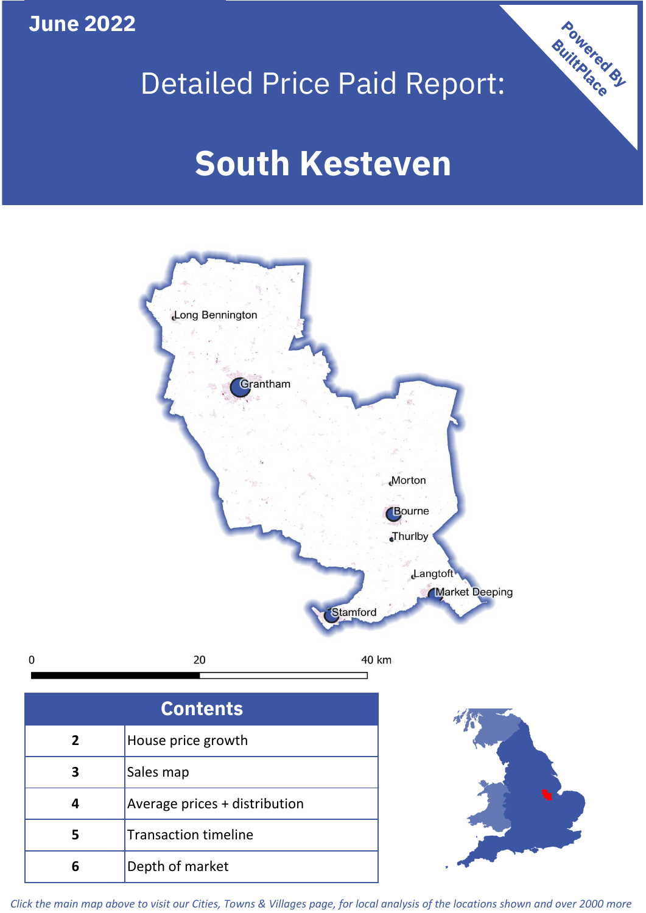June 2022

# Detailed Price Paid Report:

# South Kesteven

Powered By BuiltPlace

Long Bennington
Grantham
Morton
Bourne
Thurlby
Langtoft
Market Deeping
Stamford

0 20 40 km

| Contents | |
|---|---|
| 2 | House price growth |
| 3 | Sales map |
| 4 | Average prices + distribution |
| 5 | Transaction timeline |
| 6 | Depth of market |

*Click the main map above to visit our Cities, Towns & Villages page, for local analysis of the locations shown and over 2000 more*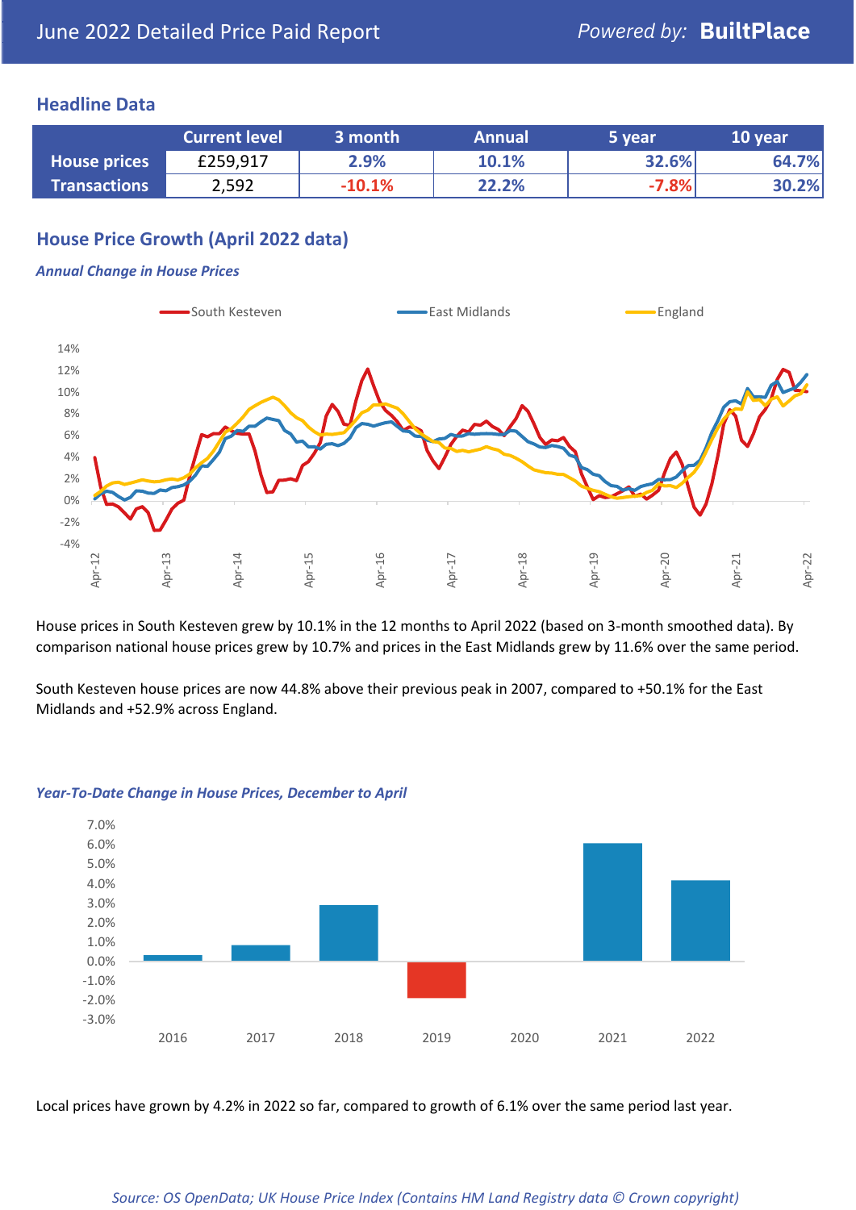June 2022 Detailed Price Paid Report

Powered by: **BuiltPlace**

## Headline Data

| | Current level | 3 month | Annual | 5 year | 10 year |
|---|---|---|---|---|---|
| **House prices** | £259,917 | 2.9% | 10.1% | 32.6% | 64.7% |
| **Transactions** | 2,592 | -10.1% | 22.2% | -7.8% | 30.2% |

## House Price Growth (April 2022 data)

### *Annual Change in House Prices*

House prices in South Kesteven grew by 10.1% in the 12 months to April 2022 (based on 3-month smoothed data). By comparison national house prices grew by 10.7% and prices in the East Midlands grew by 11.6% over the same period.

South Kesteven house prices are now 44.8% above their previous peak in 2007, compared to +50.1% for the East Midlands and +52.9% across England.

### *Year-To-Date Change in House Prices, December to April*

Local prices have grown by 4.2% in 2022 so far, compared to growth of 6.1% over the same period last year.

*Source: OS OpenData; UK House Price Index (Contains HM Land Registry data © Crown copyright)*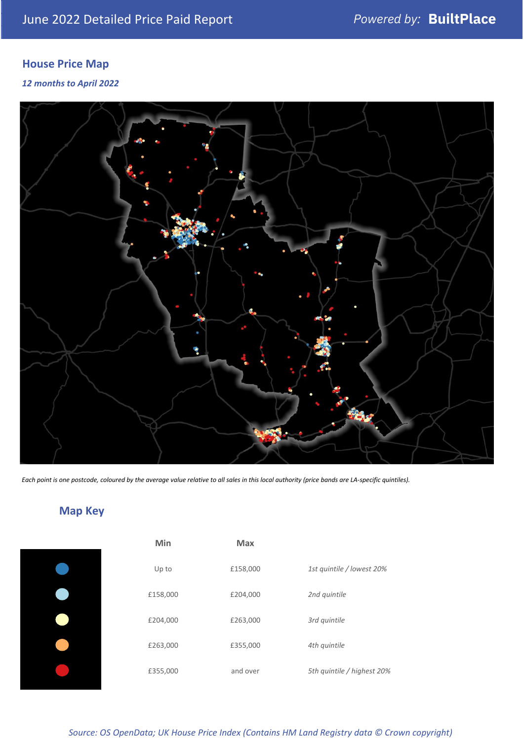## House Price Map

*12 months to April 2022*

*Each point is one postcode, coloured by the average value relative to all sales in this local authority (price bands are LA-specific quintiles).*

## Map Key

| | Min | Max | |
|---|---|---|---|
| | Up to | £158,000 | *1st quintile / lowest 20%* |
| | £158,000 | £204,000 | *2nd quintile* |
| | £204,000 | £263,000 | *3rd quintile* |
| | £263,000 | £355,000 | *4th quintile* |
| | £355,000 | and over | *5th quintile / highest 20%* |

*Source: OS OpenData; UK House Price Index (Contains HM Land Registry data © Crown copyright)*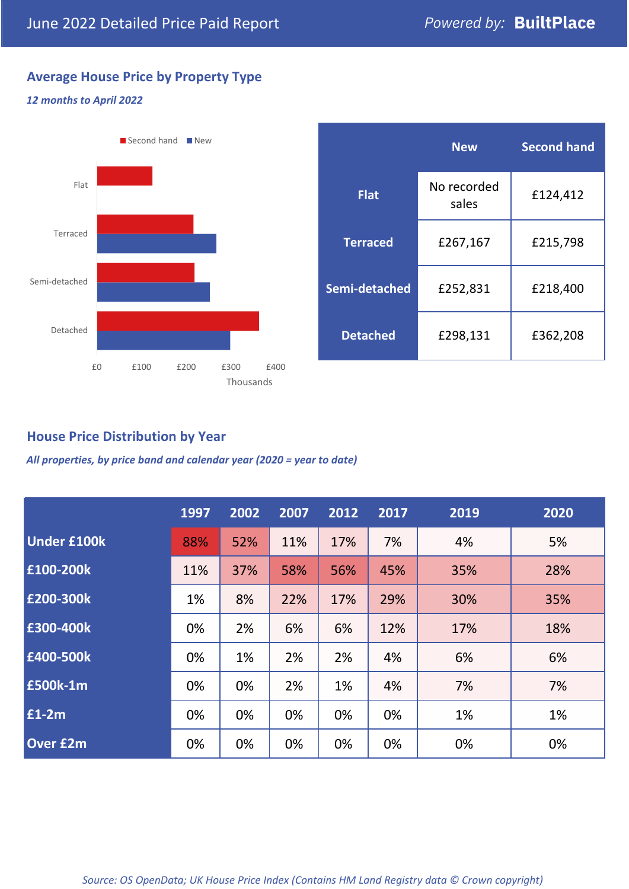June 2022 Detailed Price Paid Report

Powered by: **BuiltPlace**

## Average House Price by Property Type

*12 months to April 2022*

| | New | Second hand |
|---|---|---|
| **Flat** | No recorded sales | £124,412 |
| **Terraced** | £267,167 | £215,798 |
| **Semi-detached** | £252,831 | £218,400 |
| **Detached** | £298,131 | £362,208 |

## House Price Distribution by Year

*All properties, by price band and calendar year (2020 = year to date)*

| | 1997 | 2002 | 2007 | 2012 | 2017 | 2019 | 2020 |
|---|---|---|---|---|---|---|---|
| **Under £100k** | 88% | 52% | 11% | 17% | 7% | 4% | 5% |
| **£100-200k** | 11% | 37% | 58% | 56% | 45% | 35% | 28% |
| **£200-300k** | 1% | 8% | 22% | 17% | 29% | 30% | 35% |
| **£300-400k** | 0% | 2% | 6% | 6% | 12% | 17% | 18% |
| **£400-500k** | 0% | 1% | 2% | 2% | 4% | 6% | 6% |
| **£500k-1m** | 0% | 0% | 2% | 1% | 4% | 7% | 7% |
| **£1-2m** | 0% | 0% | 0% | 0% | 0% | 1% | 1% |
| **Over £2m** | 0% | 0% | 0% | 0% | 0% | 0% | 0% |

*Source: OS OpenData; UK House Price Index (Contains HM Land Registry data © Crown copyright)*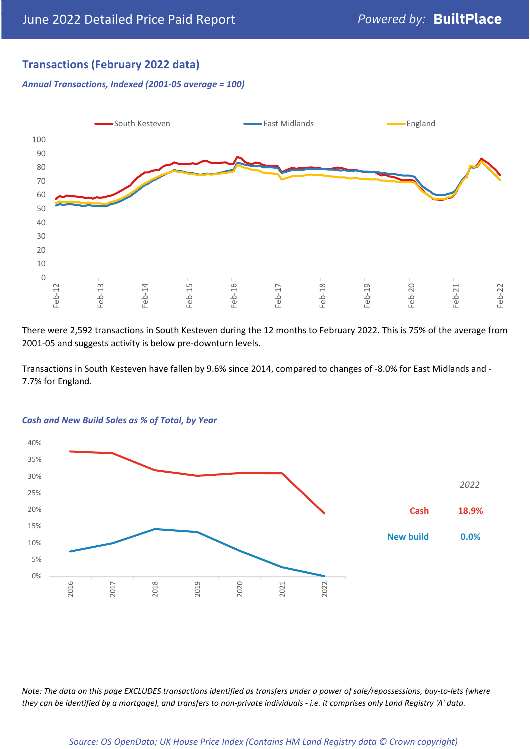## Transactions (February 2022 data)

***Annual Transactions, Indexed (2001-05 average = 100)***

There were 2,592 transactions in South Kesteven during the 12 months to February 2022. This is 75% of the average from 2001-05 and suggests activity is below pre-downturn levels.

Transactions in South Kesteven have fallen by 9.6% since 2014, compared to changes of -8.0% for East Midlands and -7.7% for England.

***Cash and New Build Sales as % of Total, by Year***

| | 2022 |
|---|---|
| Cash | 18.9% |
| New build | 0.0% |

*Note: The data on this page EXCLUDES transactions identified as transfers under a power of sale/repossessions, buy-to-lets (where they can be identified by a mortgage), and transfers to non-private individuals - i.e. it comprises only Land Registry 'A' data.*

*Source: OS OpenData; UK House Price Index (Contains HM Land Registry data © Crown copyright)*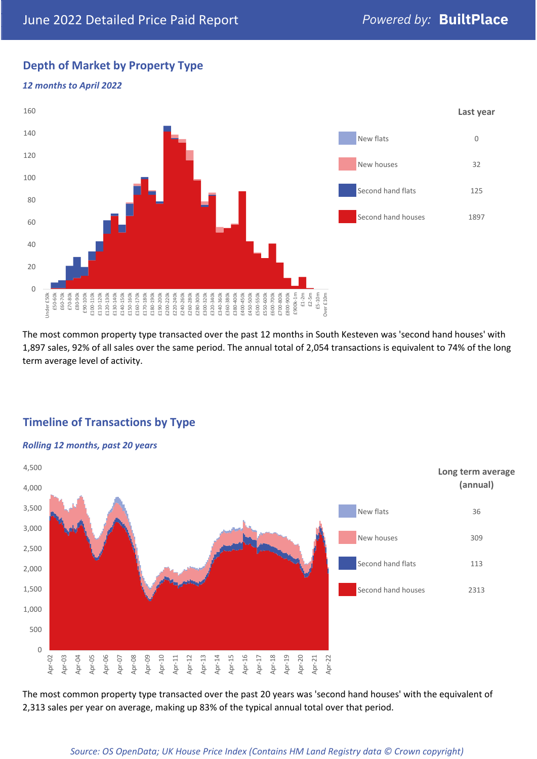June 2022 Detailed Price Paid Report

Powered by: **BuiltPlace**

## Depth of Market by Property Type

*12 months to April 2022*

160
140
120
100
80
60
40
20
0

Under £50k, £50-60k, £60-70k, £70-80k, £80-90k, £90-100k, £100-110k, £110-120k, £120-130k, £130-140k, £140-150k, £150-160k, £160-170k, £170-180k, £180-190k, £190-200k, £200-220k, £220-240k, £240-260k, £260-280k, £280-300k, £300-320k, £320-340k, £340-360k, £360-380k, £380-400k, £400-450k, £450-500k, £500-550k, £550-600k, £600-700k, £700-800k, £800-900k, £900k-1m, £1-2m, £2-5m, £5-10m, Over £10m

Last year

New flats 0
New houses 32
Second hand flats 125
Second hand houses 1897

The most common property type transacted over the past 12 months in South Kesteven was 'second hand houses' with 1,897 sales, 92% of all sales over the same period. The annual total of 2,054 transactions is equivalent to 74% of the long term average level of activity.

## Timeline of Transactions by Type

*Rolling 12 months, past 20 years*

4,500
4,000
3,500
3,000
2,500
2,000
1,500
1,000
500
0

Apr-02, Apr-03, Apr-04, Apr-05, Apr-06, Apr-07, Apr-08, Apr-09, Apr-10, Apr-11, Apr-12, Apr-13, Apr-14, Apr-15, Apr-16, Apr-17, Apr-18, Apr-19, Apr-20, Apr-21, Apr-22

Long term average (annual)

New flats 36
New houses 309
Second hand flats 113
Second hand houses 2313

The most common property type transacted over the past 20 years was 'second hand houses' with the equivalent of 2,313 sales per year on average, making up 83% of the typical annual total over that period.

*Source: OS OpenData; UK House Price Index (Contains HM Land Registry data © Crown copyright)*